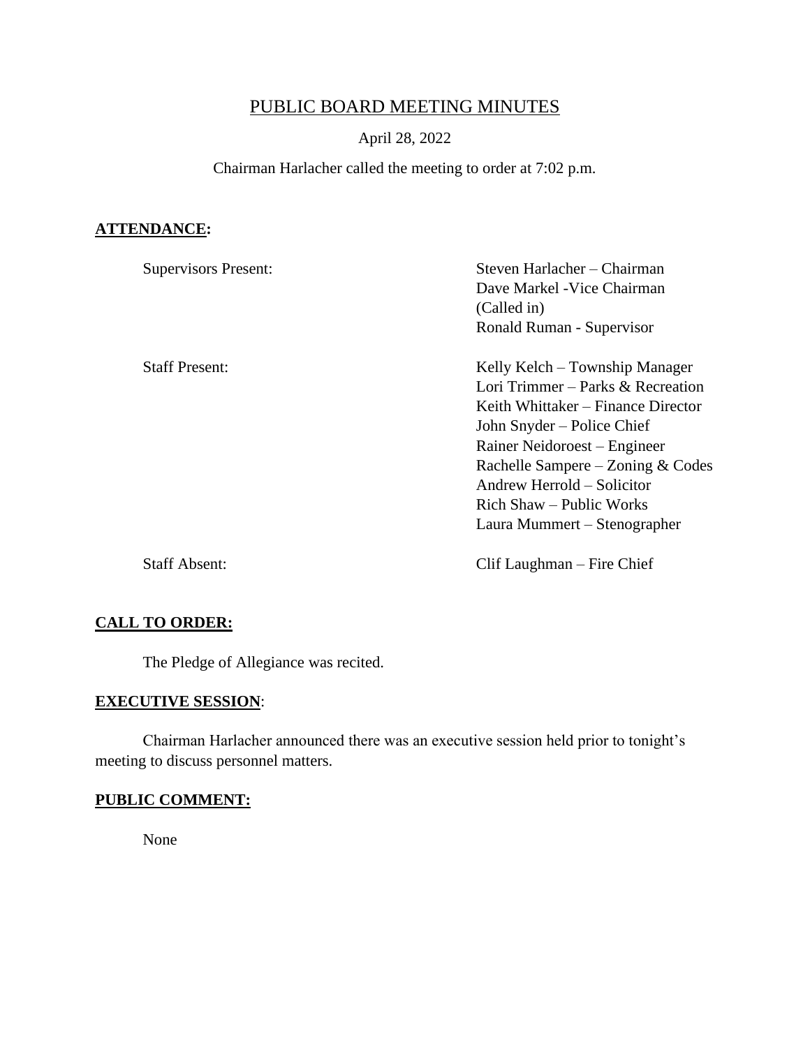# PUBLIC BOARD MEETING MINUTES

April 28, 2022

Chairman Harlacher called the meeting to order at 7:02 p.m.

## **ATTENDANCE:**

| | |
|---|---|
| Supervisors Present: | Steven Harlacher – Chairman<br>Dave Markel -Vice Chairman<br>(Called in)<br>Ronald Ruman - Supervisor |
| Staff Present: | Kelly Kelch – Township Manager<br>Lori Trimmer – Parks & Recreation<br>Keith Whittaker – Finance Director<br>John Snyder – Police Chief<br>Rainer Neidoroest – Engineer<br>Rachelle Sampere – Zoning & Codes<br>Andrew Herrold – Solicitor<br>Rich Shaw – Public Works<br>Laura Mummert – Stenographer |
| Staff Absent: | Clif Laughman – Fire Chief |

## **CALL TO ORDER:**

The Pledge of Allegiance was recited.

## **EXECUTIVE SESSION**:

Chairman Harlacher announced there was an executive session held prior to tonight's meeting to discuss personnel matters.

## **PUBLIC COMMENT:**

None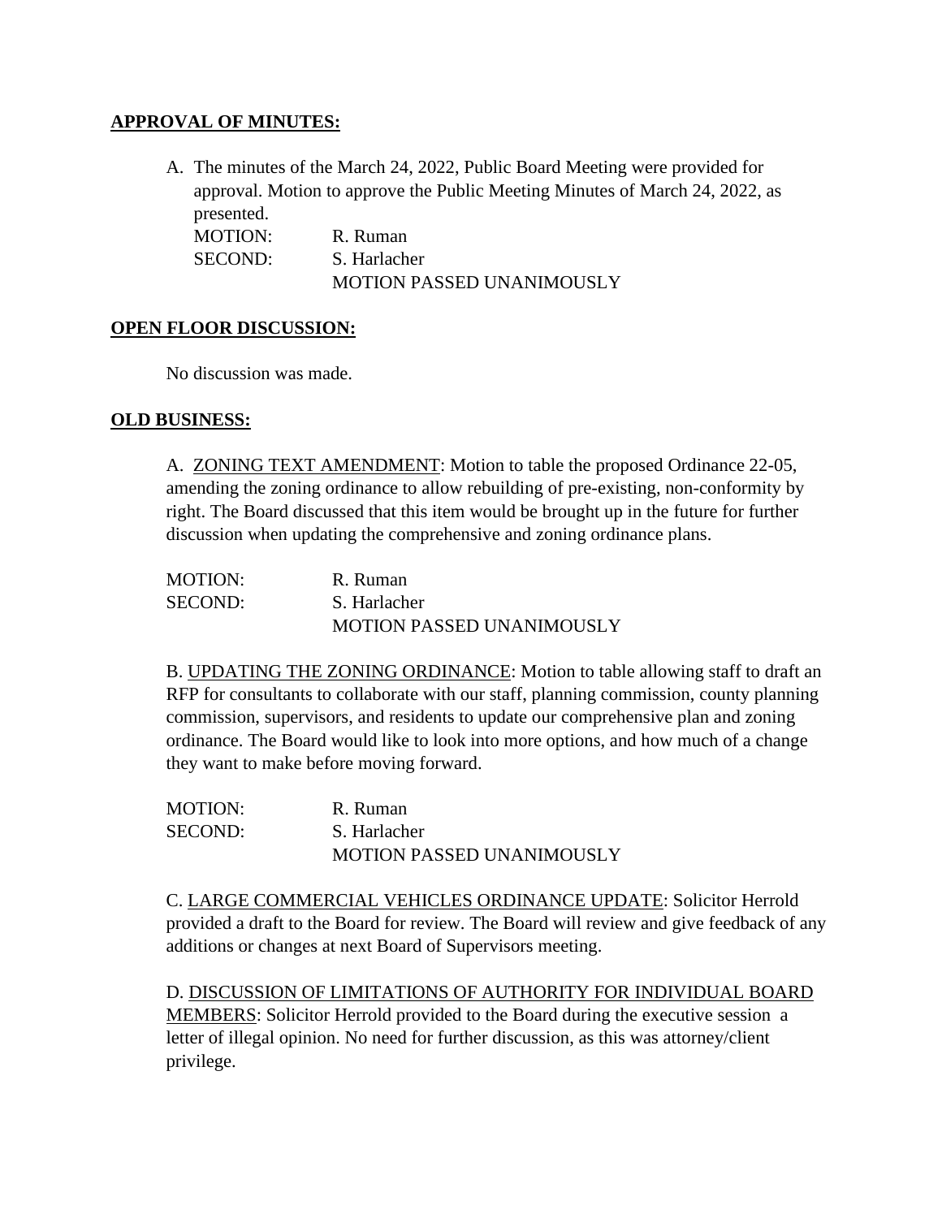**APPROVAL OF MINUTES:**

A. The minutes of the March 24, 2022, Public Board Meeting were provided for approval. Motion to approve the Public Meeting Minutes of March 24, 2022, as presented.

MOTION: R. Ruman
SECOND: S. Harlacher
MOTION PASSED UNANIMOUSLY

**OPEN FLOOR DISCUSSION:**

No discussion was made.

**OLD BUSINESS:**

A. ZONING TEXT AMENDMENT: Motion to table the proposed Ordinance 22-05, amending the zoning ordinance to allow rebuilding of pre-existing, non-conformity by right. The Board discussed that this item would be brought up in the future for further discussion when updating the comprehensive and zoning ordinance plans.

MOTION: R. Ruman
SECOND: S. Harlacher
MOTION PASSED UNANIMOUSLY

B. UPDATING THE ZONING ORDINANCE: Motion to table allowing staff to draft an RFP for consultants to collaborate with our staff, planning commission, county planning commission, supervisors, and residents to update our comprehensive plan and zoning ordinance. The Board would like to look into more options, and how much of a change they want to make before moving forward.

MOTION: R. Ruman
SECOND: S. Harlacher
MOTION PASSED UNANIMOUSLY

C. LARGE COMMERCIAL VEHICLES ORDINANCE UPDATE: Solicitor Herrold provided a draft to the Board for review. The Board will review and give feedback of any additions or changes at next Board of Supervisors meeting.

D. DISCUSSION OF LIMITATIONS OF AUTHORITY FOR INDIVIDUAL BOARD MEMBERS: Solicitor Herrold provided to the Board during the executive session a letter of illegal opinion. No need for further discussion, as this was attorney/client privilege.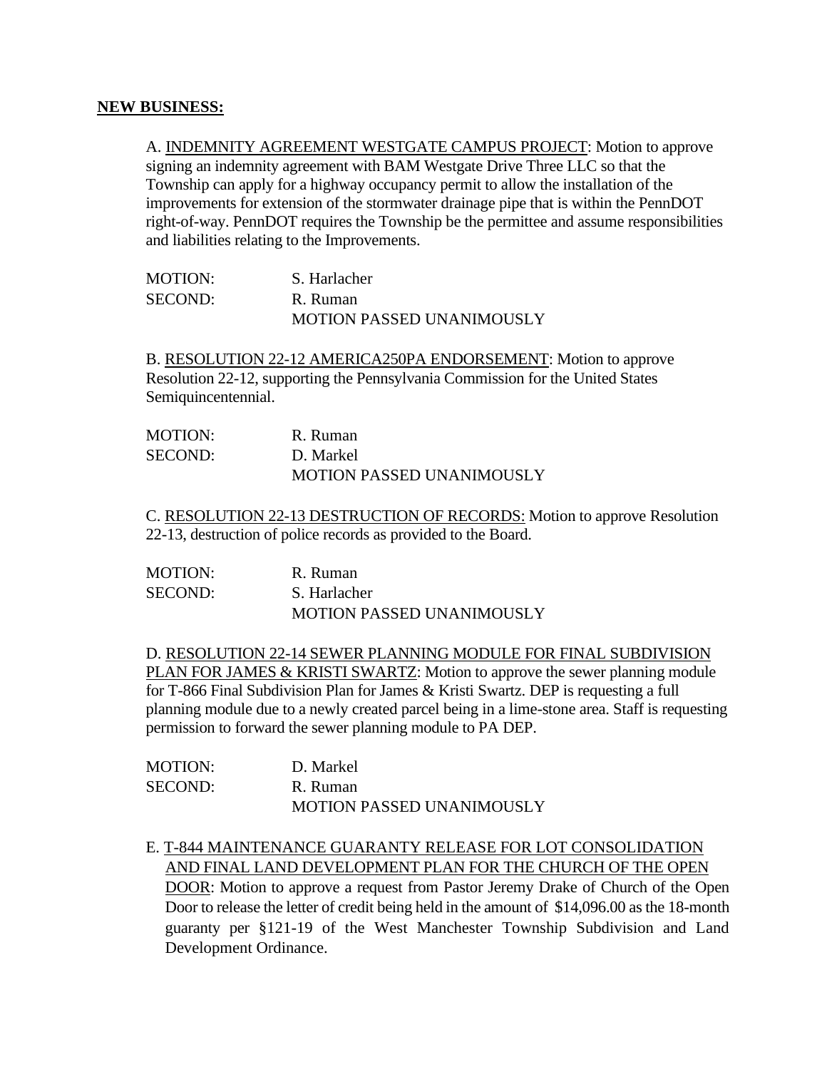**NEW BUSINESS:**

A. INDEMNITY AGREEMENT WESTGATE CAMPUS PROJECT: Motion to approve signing an indemnity agreement with BAM Westgate Drive Three LLC so that the Township can apply for a highway occupancy permit to allow the installation of the improvements for extension of the stormwater drainage pipe that is within the PennDOT right-of-way. PennDOT requires the Township be the permittee and assume responsibilities and liabilities relating to the Improvements.

MOTION: S. Harlacher
SECOND: R. Ruman
MOTION PASSED UNANIMOUSLY

B. RESOLUTION 22-12 AMERICA250PA ENDORSEMENT: Motion to approve Resolution 22-12, supporting the Pennsylvania Commission for the United States Semiquincentennial.

MOTION: R. Ruman
SECOND: D. Markel
MOTION PASSED UNANIMOUSLY

C. RESOLUTION 22-13 DESTRUCTION OF RECORDS: Motion to approve Resolution 22-13, destruction of police records as provided to the Board.

MOTION: R. Ruman
SECOND: S. Harlacher
MOTION PASSED UNANIMOUSLY

D. RESOLUTION 22-14 SEWER PLANNING MODULE FOR FINAL SUBDIVISION PLAN FOR JAMES & KRISTI SWARTZ: Motion to approve the sewer planning module for T-866 Final Subdivision Plan for James & Kristi Swartz. DEP is requesting a full planning module due to a newly created parcel being in a lime-stone area. Staff is requesting permission to forward the sewer planning module to PA DEP.

MOTION: D. Markel
SECOND: R. Ruman
MOTION PASSED UNANIMOUSLY

E. T-844 MAINTENANCE GUARANTY RELEASE FOR LOT CONSOLIDATION AND FINAL LAND DEVELOPMENT PLAN FOR THE CHURCH OF THE OPEN DOOR: Motion to approve a request from Pastor Jeremy Drake of Church of the Open Door to release the letter of credit being held in the amount of $14,096.00 as the 18-month guaranty per §121-19 of the West Manchester Township Subdivision and Land Development Ordinance.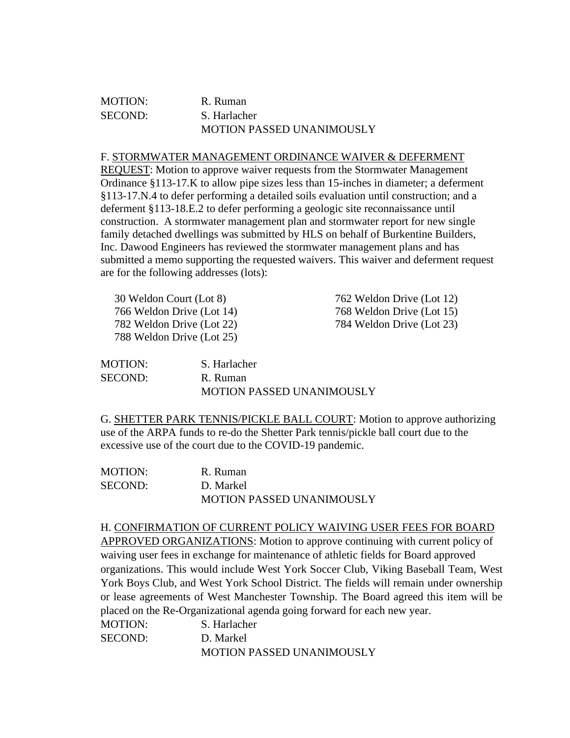MOTION: R. Ruman
SECOND: S. Harlacher
MOTION PASSED UNANIMOUSLY

F. <u>STORMWATER MANAGEMENT ORDINANCE WAIVER & DEFERMENT REQUEST</u>: Motion to approve waiver requests from the Stormwater Management Ordinance §113-17.K to allow pipe sizes less than 15-inches in diameter; a deferment §113-17.N.4 to defer performing a detailed soils evaluation until construction; and a deferment §113-18.E.2 to defer performing a geologic site reconnaissance until construction. A stormwater management plan and stormwater report for new single family detached dwellings was submitted by HLS on behalf of Burkentine Builders, Inc. Dawood Engineers has reviewed the stormwater management plans and has submitted a memo supporting the requested waivers. This waiver and deferment request are for the following addresses (lots):

- 30 Weldon Court (Lot 8)
- 762 Weldon Drive (Lot 12)
- 766 Weldon Drive (Lot 14)
- 768 Weldon Drive (Lot 15)
- 782 Weldon Drive (Lot 22)
- 784 Weldon Drive (Lot 23)
- 788 Weldon Drive (Lot 25)

MOTION: S. Harlacher
SECOND: R. Ruman
MOTION PASSED UNANIMOUSLY

G. <u>SHETTER PARK TENNIS/PICKLE BALL COURT</u>: Motion to approve authorizing use of the ARPA funds to re-do the Shetter Park tennis/pickle ball court due to the excessive use of the court due to the COVID-19 pandemic.

MOTION: R. Ruman
SECOND: D. Markel
MOTION PASSED UNANIMOUSLY

H. <u>CONFIRMATION OF CURRENT POLICY WAIVING USER FEES FOR BOARD APPROVED ORGANIZATIONS</u>: Motion to approve continuing with current policy of waiving user fees in exchange for maintenance of athletic fields for Board approved organizations. This would include West York Soccer Club, Viking Baseball Team, West York Boys Club, and West York School District. The fields will remain under ownership or lease agreements of West Manchester Township. The Board agreed this item will be placed on the Re-Organizational agenda going forward for each new year.

MOTION: S. Harlacher
SECOND: D. Markel
MOTION PASSED UNANIMOUSLY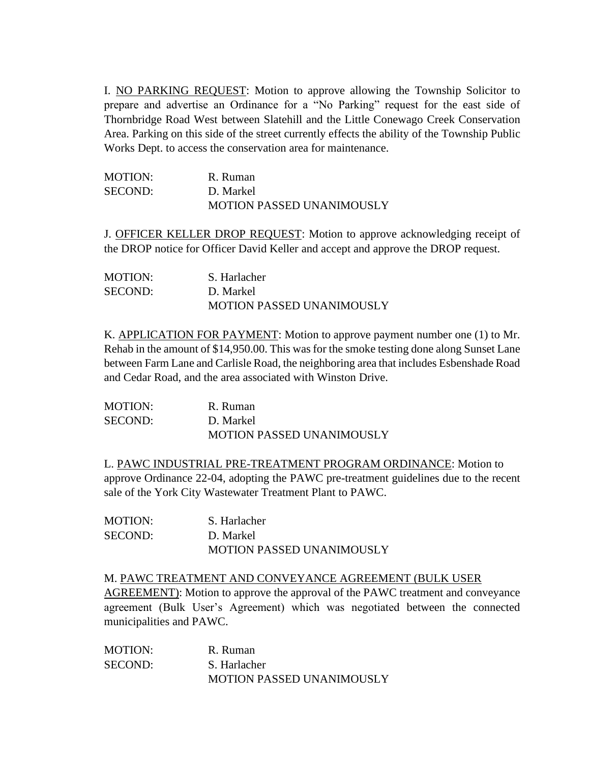I. <u>NO PARKING REQUEST</u>: Motion to approve allowing the Township Solicitor to prepare and advertise an Ordinance for a "No Parking" request for the east side of Thornbridge Road West between Slatehill and the Little Conewago Creek Conservation Area. Parking on this side of the street currently effects the ability of the Township Public Works Dept. to access the conservation area for maintenance.

MOTION: R. Ruman
SECOND: D. Markel
MOTION PASSED UNANIMOUSLY

J. <u>OFFICER KELLER DROP REQUEST</u>: Motion to approve acknowledging receipt of the DROP notice for Officer David Keller and accept and approve the DROP request.

MOTION: S. Harlacher
SECOND: D. Markel
MOTION PASSED UNANIMOUSLY

K. <u>APPLICATION FOR PAYMENT</u>: Motion to approve payment number one (1) to Mr. Rehab in the amount of $14,950.00. This was for the smoke testing done along Sunset Lane between Farm Lane and Carlisle Road, the neighboring area that includes Esbenshade Road and Cedar Road, and the area associated with Winston Drive.

MOTION: R. Ruman
SECOND: D. Markel
MOTION PASSED UNANIMOUSLY

L. <u>PAWC INDUSTRIAL PRE-TREATMENT PROGRAM ORDINANCE</u>: Motion to approve Ordinance 22-04, adopting the PAWC pre-treatment guidelines due to the recent sale of the York City Wastewater Treatment Plant to PAWC.

MOTION: S. Harlacher
SECOND: D. Markel
MOTION PASSED UNANIMOUSLY

M. <u>PAWC TREATMENT AND CONVEYANCE AGREEMENT (BULK USER AGREEMENT)</u>: Motion to approve the approval of the PAWC treatment and conveyance agreement (Bulk User's Agreement) which was negotiated between the connected municipalities and PAWC.

MOTION: R. Ruman
SECOND: S. Harlacher
MOTION PASSED UNANIMOUSLY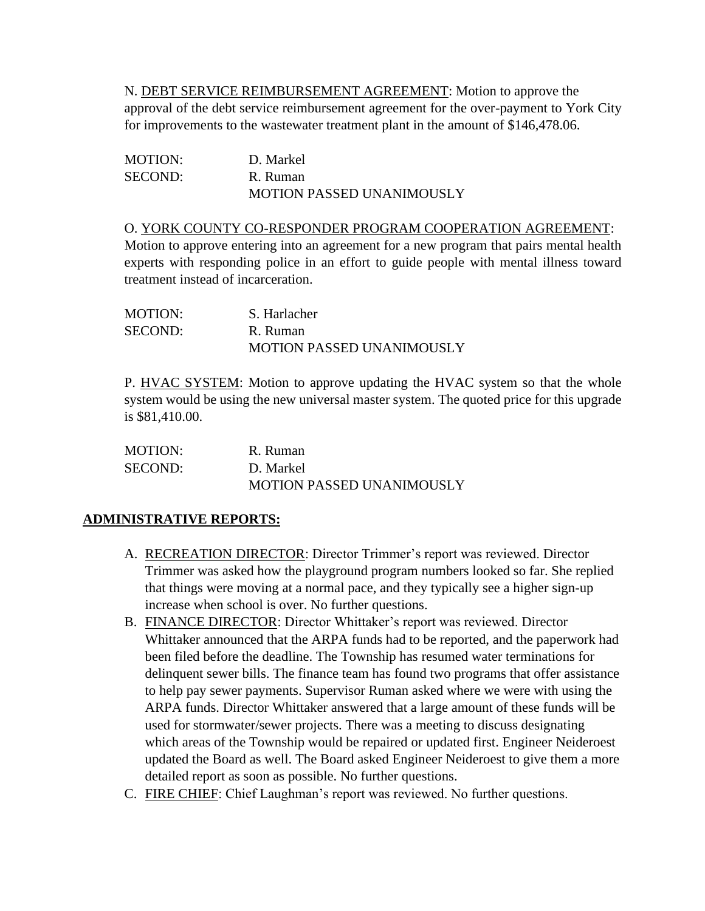N. <u>DEBT SERVICE REIMBURSEMENT AGREEMENT</u>: Motion to approve the approval of the debt service reimbursement agreement for the over-payment to York City for improvements to the wastewater treatment plant in the amount of $146,478.06.

MOTION: D. Markel
SECOND: R. Ruman
MOTION PASSED UNANIMOUSLY

O. <u>YORK COUNTY CO-RESPONDER PROGRAM COOPERATION AGREEMENT</u>: Motion to approve entering into an agreement for a new program that pairs mental health experts with responding police in an effort to guide people with mental illness toward treatment instead of incarceration.

MOTION: S. Harlacher
SECOND: R. Ruman
MOTION PASSED UNANIMOUSLY

P. <u>HVAC SYSTEM</u>: Motion to approve updating the HVAC system so that the whole system would be using the new universal master system. The quoted price for this upgrade is $81,410.00.

MOTION: R. Ruman
SECOND: D. Markel
MOTION PASSED UNANIMOUSLY

## ADMINISTRATIVE REPORTS:

A. <u>RECREATION DIRECTOR</u>: Director Trimmer's report was reviewed. Director Trimmer was asked how the playground program numbers looked so far. She replied that things were moving at a normal pace, and they typically see a higher sign-up increase when school is over. No further questions.

B. <u>FINANCE DIRECTOR</u>: Director Whittaker's report was reviewed. Director Whittaker announced that the ARPA funds had to be reported, and the paperwork had been filed before the deadline. The Township has resumed water terminations for delinquent sewer bills. The finance team has found two programs that offer assistance to help pay sewer payments. Supervisor Ruman asked where we were with using the ARPA funds. Director Whittaker answered that a large amount of these funds will be used for stormwater/sewer projects. There was a meeting to discuss designating which areas of the Township would be repaired or updated first. Engineer Neideroest updated the Board as well. The Board asked Engineer Neideroest to give them a more detailed report as soon as possible. No further questions.

C. <u>FIRE CHIEF</u>: Chief Laughman's report was reviewed. No further questions.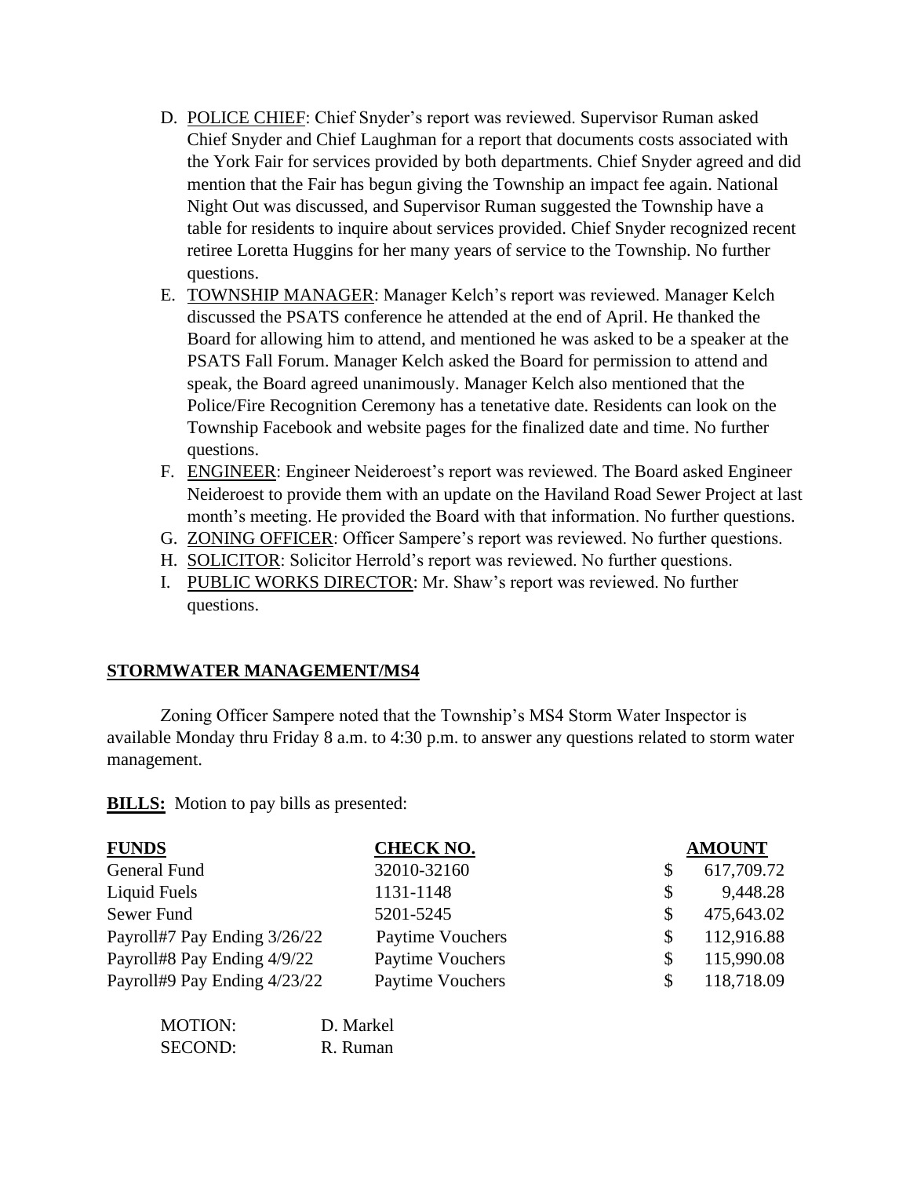D. <u>POLICE CHIEF</u>: Chief Snyder's report was reviewed. Supervisor Ruman asked Chief Snyder and Chief Laughman for a report that documents costs associated with the York Fair for services provided by both departments. Chief Snyder agreed and did mention that the Fair has begun giving the Township an impact fee again. National Night Out was discussed, and Supervisor Ruman suggested the Township have a table for residents to inquire about services provided. Chief Snyder recognized recent retiree Loretta Huggins for her many years of service to the Township. No further questions.

E. <u>TOWNSHIP MANAGER</u>: Manager Kelch's report was reviewed. Manager Kelch discussed the PSATS conference he attended at the end of April. He thanked the Board for allowing him to attend, and mentioned he was asked to be a speaker at the PSATS Fall Forum. Manager Kelch asked the Board for permission to attend and speak, the Board agreed unanimously. Manager Kelch also mentioned that the Police/Fire Recognition Ceremony has a tenetative date. Residents can look on the Township Facebook and website pages for the finalized date and time. No further questions.

F. <u>ENGINEER</u>: Engineer Neideroest's report was reviewed. The Board asked Engineer Neideroest to provide them with an update on the Haviland Road Sewer Project at last month's meeting. He provided the Board with that information. No further questions.

G. <u>ZONING OFFICER</u>: Officer Sampere's report was reviewed. No further questions.

H. <u>SOLICITOR</u>: Solicitor Herrold's report was reviewed. No further questions.

I. <u>PUBLIC WORKS DIRECTOR</u>: Mr. Shaw's report was reviewed. No further questions.

## STORMWATER MANAGEMENT/MS4

Zoning Officer Sampere noted that the Township's MS4 Storm Water Inspector is available Monday thru Friday 8 a.m. to 4:30 p.m. to answer any questions related to storm water management.

**BILLS:** Motion to pay bills as presented:

| FUNDS | CHECK NO. | AMOUNT |
|---|---|---|
| General Fund | 32010-32160 | $ 617,709.72 |
| Liquid Fuels | 1131-1148 | $ 9,448.28 |
| Sewer Fund | 5201-5245 | $ 475,643.02 |
| Payroll#7 Pay Ending 3/26/22 | Paytime Vouchers | $ 112,916.88 |
| Payroll#8 Pay Ending 4/9/22 | Paytime Vouchers | $ 115,990.08 |
| Payroll#9 Pay Ending 4/23/22 | Paytime Vouchers | $ 118,718.09 |

MOTION: D. Markel
SECOND: R. Ruman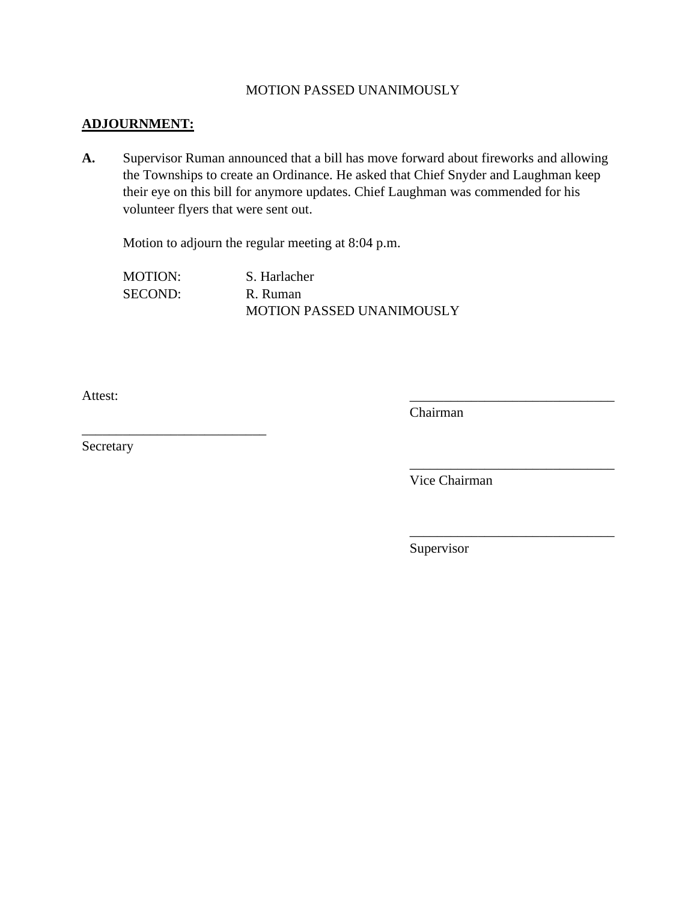MOTION PASSED UNANIMOUSLY

**ADJOURNMENT:**

**A.** Supervisor Ruman announced that a bill has move forward about fireworks and allowing the Townships to create an Ordinance. He asked that Chief Snyder and Laughman keep their eye on this bill for anymore updates. Chief Laughman was commended for his volunteer flyers that were sent out.

Motion to adjourn the regular meeting at 8:04 p.m.

MOTION: S. Harlacher
SECOND: R. Ruman
MOTION PASSED UNANIMOUSLY

Attest:

___________________________
Secretary

______________________________
Chairman

______________________________
Vice Chairman

______________________________
Supervisor